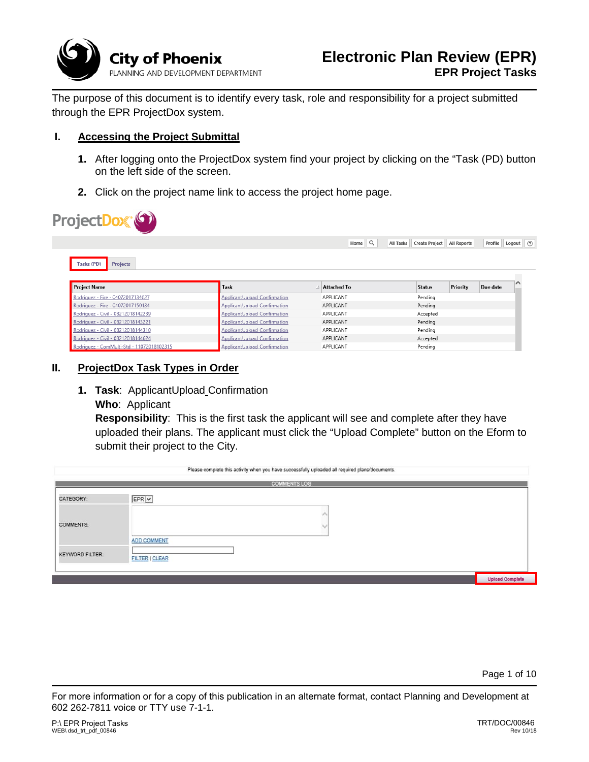# Electronic Plan Review (EPR)

## EPR Project Tasks

City of Phoenix
PLANNING AND DEVELOPMENT DEPARTMENT

The purpose of this document is to identify every task, role and responsibility for a project submitted through the EPR ProjectDox system.

## I. Accessing the Project Submittal

1. After logging onto the ProjectDox system find your project by clicking on the "Task (PD) button on the left side of the screen.

2. Click on the project name link to access the project home page.

ProjectDox

Home | All Tasks | Create Project | All Reports | Profile | Logout

Tasks (PD) | Projects

| Project Name | Task | Attached To | Status | Priority | Due date |
|---|---|---|---|---|---|
| Rodriguez - Fire - 04072017134627 | ApplicantUpload Confirmation | APPLICANT | Pending | | |
| Rodriguez - Fire - 04072017150134 | ApplicantUpload Confirmation | APPLICANT | Pending | | |
| Rodriguez - Civil - 08212018142239 | ApplicantUpload Confirmation | APPLICANT | Accepted | | |
| Rodriguez - Civil - 08212018143221 | ApplicantUpload Confirmation | APPLICANT | Pending | | |
| Rodriguez - Civil - 08212018144310 | ApplicantUpload Confirmation | APPLICANT | Pending | | |
| Rodriguez - Civil - 08212018144624 | ApplicantUpload Confirmation | APPLICANT | Accepted | | |
| Rodriguez - ComMulti-Std - 11072018102315 | ApplicantUpload Confirmation | APPLICANT | Pending | | |

## II. ProjectDox Task Types in Order

1. **Task**: ApplicantUpload Confirmation
   **Who**: Applicant
   **Responsibility**: This is the first task the applicant will see and complete after they have uploaded their plans. The applicant must click the "Upload Complete" button on the Eform to submit their project to the City.

Please complete this activity when you have successfully uploaded all required plans/documents.

COMMENTS LOG

CATEGORY: EPR

COMMENTS:

ADD COMMENT

KEYWORD FILTER:

FILTER | CLEAR

Upload Complete

For more information or for a copy of this publication in an alternate format, contact Planning and Development at 602 262-7811 voice or TTY use 7-1-1.

P:\ EPR Project Tasks
WEB\ dsd_trt_pdf_00846

TRT/DOC/00846
Rev 10/18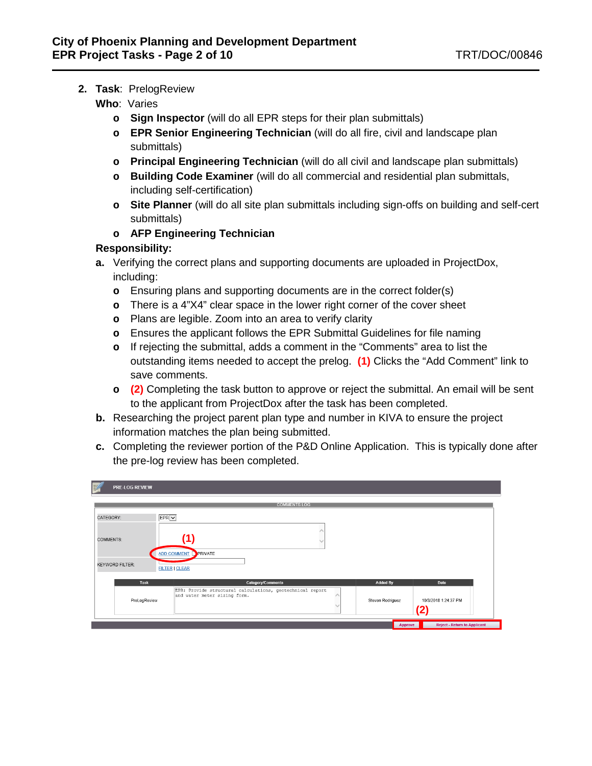2. **Task**: PrelogReview

   **Who**: Varies

   - **Sign Inspector** (will do all EPR steps for their plan submittals)
   - **EPR Senior Engineering Technician** (will do all fire, civil and landscape plan submittals)
   - **Principal Engineering Technician** (will do all civil and landscape plan submittals)
   - **Building Code Examiner** (will do all commercial and residential plan submittals, including self-certification)
   - **Site Planner** (will do all site plan submittals including sign-offs on building and self-cert submittals)
   - **AFP Engineering Technician**

   **Responsibility:**

   a. Verifying the correct plans and supporting documents are uploaded in ProjectDox, including:
      - Ensuring plans and supporting documents are in the correct folder(s)
      - There is a 4"X4" clear space in the lower right corner of the cover sheet
      - Plans are legible. Zoom into an area to verify clarity
      - Ensures the applicant follows the EPR Submittal Guidelines for file naming
      - If rejecting the submittal, adds a comment in the "Comments" area to list the outstanding items needed to accept the prelog. **(1)** Clicks the "Add Comment" link to save comments.
      - **(2)** Completing the task button to approve or reject the submittal. An email will be sent to the applicant from ProjectDox after the task has been completed.

   b. Researching the project parent plan type and number in KIVA to ensure the project information matches the plan being submitted.

   c. Completing the reviewer portion of the P&D Online Application. This is typically done after the pre-log review has been completed.

PRE-LOG REVIEW

COMMENTS LOG

CATEGORY: EPR

COMMENTS: (1)

ADD COMMENT | PRIVATE

KEYWORD FILTER:

FILTER | CLEAR

| Task | Category/Comments | Added By | Date |
|---|---|---|---|
| PreLogReview | EPR: Provide structural calculations, geotechnical report and water meter sizing form. | Steven Rodriguez | 10/3/2018 1:24:37 PM |

(2)

Approve | Reject - Return to Applicant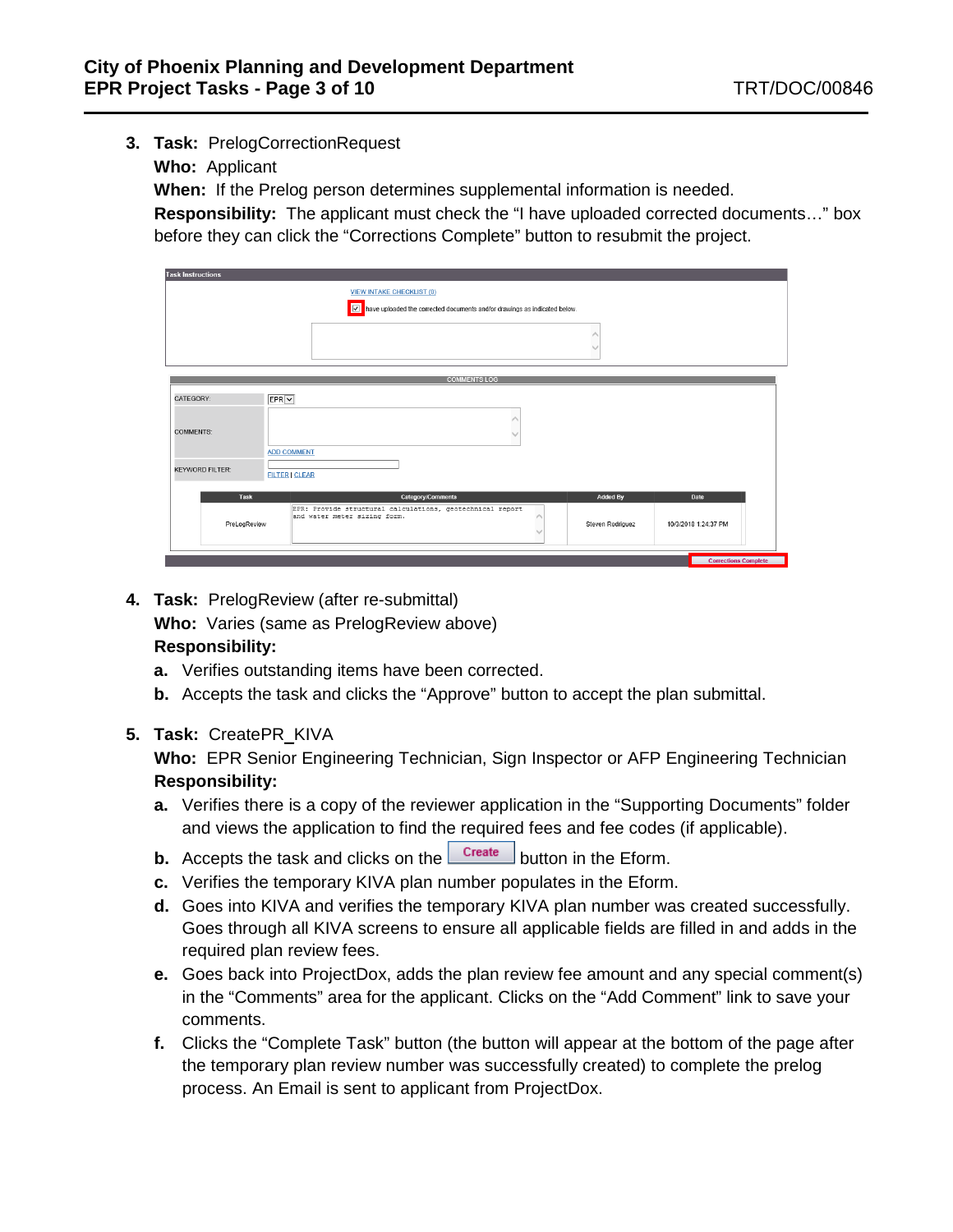3. **Task:** PrelogCorrectionRequest
   **Who:** Applicant
   **When:** If the Prelog person determines supplemental information is needed.
   **Responsibility:** The applicant must check the "I have uploaded corrected documents…" box before they can click the "Corrections Complete" button to resubmit the project.

4. **Task:** PrelogReview (after re-submittal)
   **Who:** Varies (same as PrelogReview above)
   **Responsibility:**
   **a.** Verifies outstanding items have been corrected.
   **b.** Accepts the task and clicks the "Approve" button to accept the plan submittal.

5. **Task:** CreatePR_KIVA
   **Who:** EPR Senior Engineering Technician, Sign Inspector or AFP Engineering Technician
   **Responsibility:**
   **a.** Verifies there is a copy of the reviewer application in the "Supporting Documents" folder and views the application to find the required fees and fee codes (if applicable).
   **b.** Accepts the task and clicks on the Create button in the Eform.
   **c.** Verifies the temporary KIVA plan number populates in the Eform.
   **d.** Goes into KIVA and verifies the temporary KIVA plan number was created successfully. Goes through all KIVA screens to ensure all applicable fields are filled in and adds in the required plan review fees.
   **e.** Goes back into ProjectDox, adds the plan review fee amount and any special comment(s) in the "Comments" area for the applicant. Clicks on the "Add Comment" link to save your comments.
   **f.** Clicks the "Complete Task" button (the button will appear at the bottom of the page after the temporary plan review number was successfully created) to complete the prelog process. An Email is sent to applicant from ProjectDox.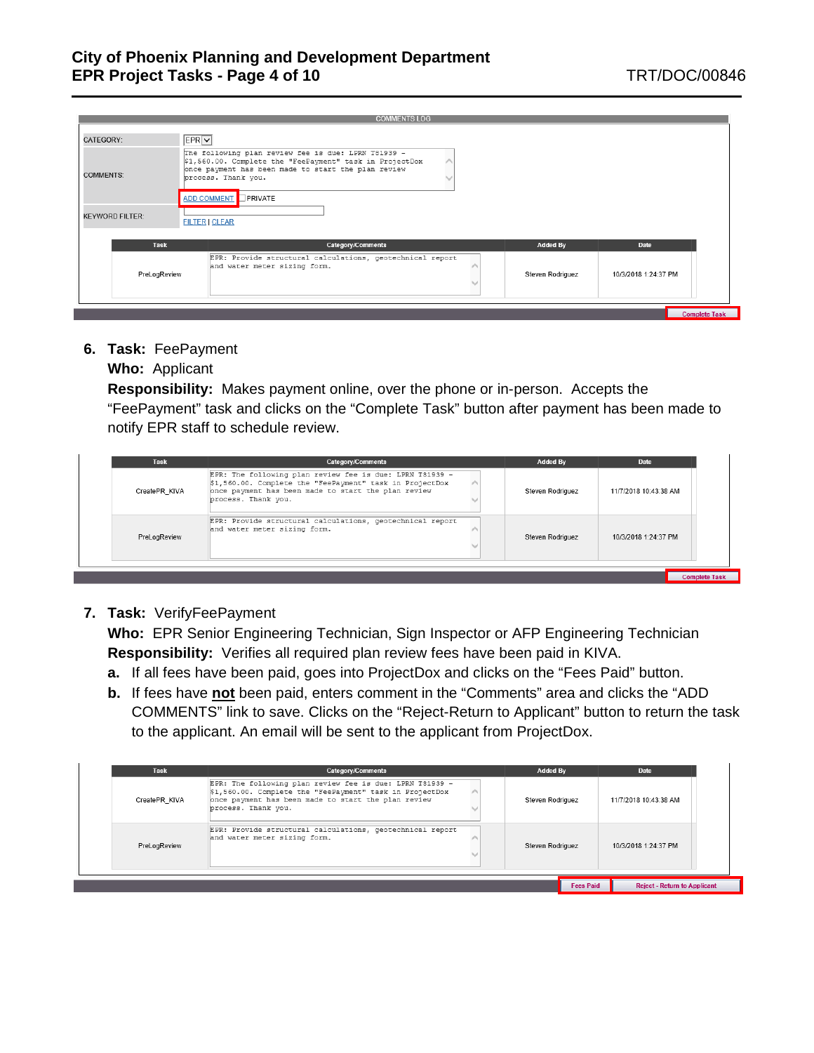COMMENTS LOG

| | |
|---|---|
| CATEGORY: | EPR |
| COMMENTS: | The following plan review fee is due: LPRN T81939 – $1,560.00. Complete the "FeePayment" task in ProjectDox once payment has been made to start the plan review process. Thank you. |
| | ADD COMMENT ☐ PRIVATE |
| KEYWORD FILTER: | FILTER \| CLEAR |

| Task | Category/Comments | Added By | Date |
|---|---|---|---|
| PreLogReview | EPR: Provide structural calculations, geotechnical report and water meter sizing form. | Steven Rodriguez | 10/3/2018 1:24:37 PM |

Complete Task

6. **Task:** FeePayment
   **Who:** Applicant
   **Responsibility:** Makes payment online, over the phone or in-person. Accepts the "FeePayment" task and clicks on the "Complete Task" button after payment has been made to notify EPR staff to schedule review.

| Task | Category/Comments | Added By | Date |
|---|---|---|---|
| CreatePR_KIVA | EPR: The following plan review fee is due: LPRN T81939 – $1,560.00. Complete the "FeePayment" task in ProjectDox once payment has been made to start the plan review process. Thank you. | Steven Rodriguez | 11/7/2018 10:43:38 AM |
| PreLogReview | EPR: Provide structural calculations, geotechnical report and water meter sizing form. | Steven Rodriguez | 10/3/2018 1:24:37 PM |

Complete Task

7. **Task:** VerifyFeePayment
   **Who:** EPR Senior Engineering Technician, Sign Inspector or AFP Engineering Technician
   **Responsibility:** Verifies all required plan review fees have been paid in KIVA.
   **a.** If all fees have been paid, goes into ProjectDox and clicks on the "Fees Paid" button.
   **b.** If fees have **not** been paid, enters comment in the "Comments" area and clicks the "ADD COMMENTS" link to save. Clicks on the "Reject-Return to Applicant" button to return the task to the applicant. An email will be sent to the applicant from ProjectDox.

| Task | Category/Comments | Added By | Date |
|---|---|---|---|
| CreatePR_KIVA | EPR: The following plan review fee is due: LPRN T81939 – $1,560.00. Complete the "FeePayment" task in ProjectDox once payment has been made to start the plan review process. Thank you. | Steven Rodriguez | 11/7/2018 10:43:38 AM |
| PreLogReview | EPR: Provide structural calculations, geotechnical report and water meter sizing form. | Steven Rodriguez | 10/3/2018 1:24:37 PM |

Fees Paid | Reject - Return to Applicant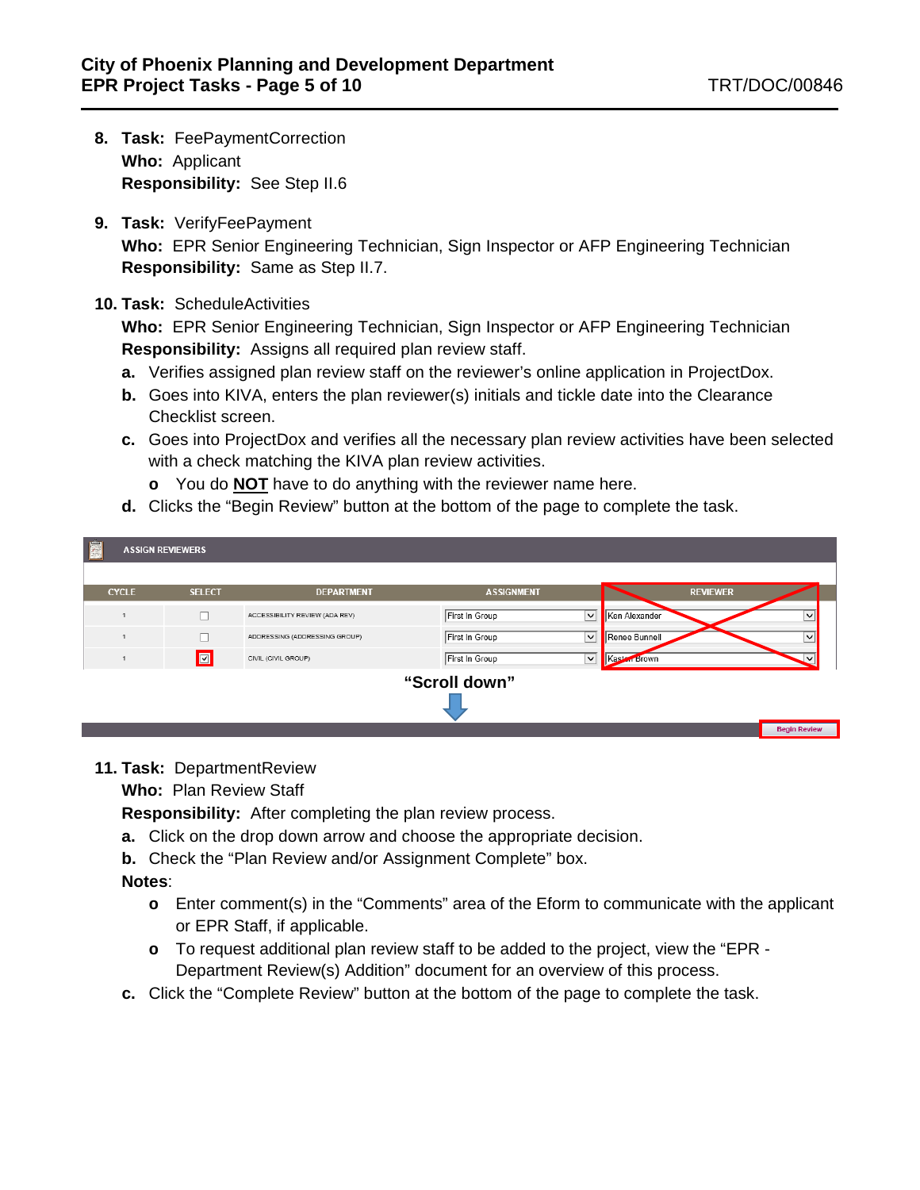8. **Task:** FeePaymentCorrection
   **Who:** Applicant
   **Responsibility:** See Step II.6

9. **Task:** VerifyFeePayment
   **Who:** EPR Senior Engineering Technician, Sign Inspector or AFP Engineering Technician
   **Responsibility:** Same as Step II.7.

10. **Task:** ScheduleActivities
    **Who:** EPR Senior Engineering Technician, Sign Inspector or AFP Engineering Technician
    **Responsibility:** Assigns all required plan review staff.
    **a.** Verifies assigned plan review staff on the reviewer's online application in ProjectDox.
    **b.** Goes into KIVA, enters the plan reviewer(s) initials and tickle date into the Clearance Checklist screen.
    **c.** Goes into ProjectDox and verifies all the necessary plan review activities have been selected with a check matching the KIVA plan review activities.
    - You do **NOT** have to do anything with the reviewer name here.

    **d.** Clicks the "Begin Review" button at the bottom of the page to complete the task.

**ASSIGN REVIEWERS**

| CYCLE | SELECT | DEPARTMENT | ASSIGNMENT | REVIEWER |
|---|---|---|---|---|
| 1 | ☐ | ACCESSIBILITY REVIEW (ADA REV) | First In Group | Ken Alexander |
| 1 | ☐ | ADDRESSING (ADDRESSING GROUP) | First In Group | Renee Bunnell |
| 1 | ☑ | CIVIL (CIVIL GROUP) | First In Group | Keston Brown |

**"Scroll down"**

Begin Review

11. **Task:** DepartmentReview
    **Who:** Plan Review Staff
    **Responsibility:** After completing the plan review process.
    **a.** Click on the drop down arrow and choose the appropriate decision.
    **b.** Check the "Plan Review and/or Assignment Complete" box.
    **Notes**:
    - Enter comment(s) in the "Comments" area of the Eform to communicate with the applicant or EPR Staff, if applicable.
    - To request additional plan review staff to be added to the project, view the "EPR - Department Review(s) Addition" document for an overview of this process.

    **c.** Click the "Complete Review" button at the bottom of the page to complete the task.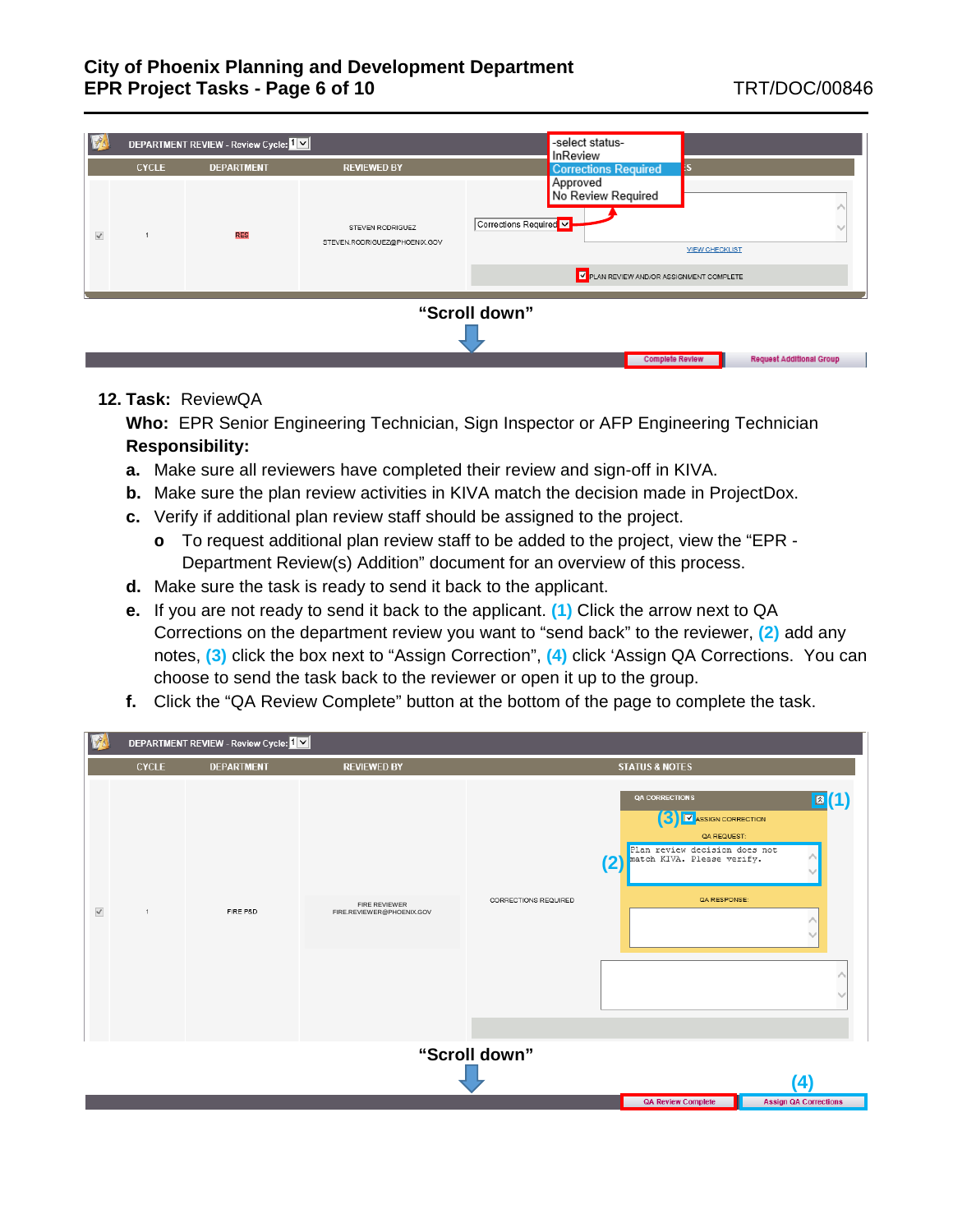DEPARTMENT REVIEW - Review Cycle: 1

| CYCLE | DEPARTMENT | REVIEWED BY | STATUS & NOTES |
| --- | --- | --- | --- |
| 1 | RES | STEVEN RODRIGUEZ STEVEN.RODRIGUEZ@PHOENIX.GOV | Corrections Required |

-select status-
InReview
Corrections Required
Approved
No Review Required

VIEW CHECKLIST

PLAN REVIEW AND/OR ASSIGNMENT COMPLETE

**"Scroll down"**

Complete Review | Request Additional Group

**12. Task:** ReviewQA

**Who:** EPR Senior Engineering Technician, Sign Inspector or AFP Engineering Technician

**Responsibility:**

- **a.** Make sure all reviewers have completed their review and sign-off in KIVA.
- **b.** Make sure the plan review activities in KIVA match the decision made in ProjectDox.
- **c.** Verify if additional plan review staff should be assigned to the project.
  - o To request additional plan review staff to be added to the project, view the "EPR - Department Review(s) Addition" document for an overview of this process.
- **d.** Make sure the task is ready to send it back to the applicant.
- **e.** If you are not ready to send it back to the applicant. **(1)** Click the arrow next to QA Corrections on the department review you want to "send back" to the reviewer, **(2)** add any notes, **(3)** click the box next to "Assign Correction", **(4)** click 'Assign QA Corrections. You can choose to send the task back to the reviewer or open it up to the group.
- **f.** Click the "QA Review Complete" button at the bottom of the page to complete the task.

DEPARTMENT REVIEW - Review Cycle: 1

| CYCLE | DEPARTMENT | REVIEWED BY | STATUS & NOTES |
| --- | --- | --- | --- |
| 1 | FIRE P&D | FIRE REVIEWER FIRE.REVIEWER@PHOENIX.GOV | CORRECTIONS REQUIRED |

QA CORRECTIONS (1)

(3) ASSIGN CORRECTION

QA REQUEST:

(2) Plan review decision does not match KIVA. Please verify.

QA RESPONSE:

**"Scroll down"**

(4)

QA Review Complete | Assign QA Corrections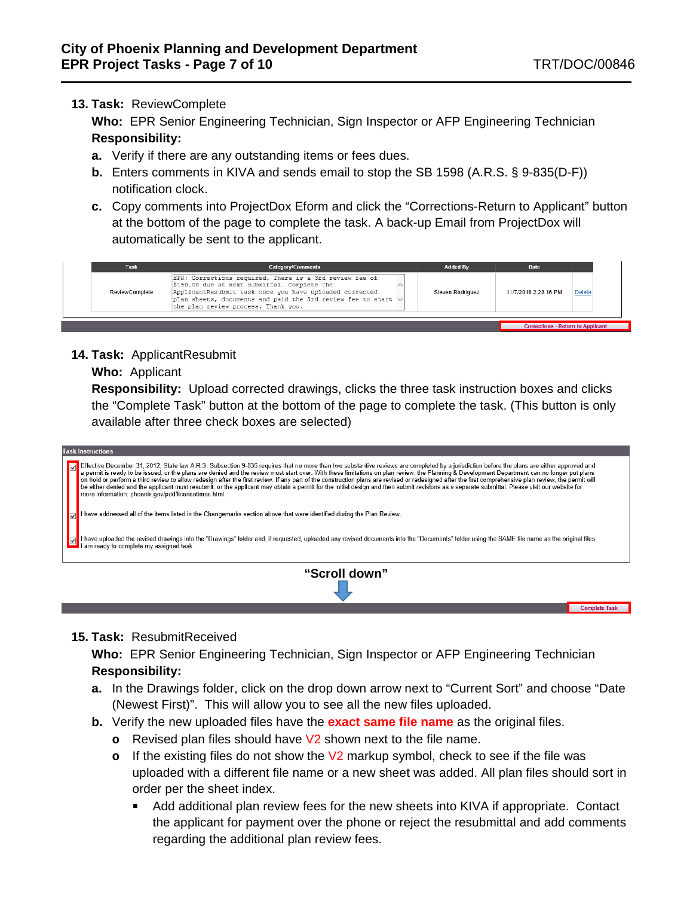**13. Task:** ReviewComplete

**Who:** EPR Senior Engineering Technician, Sign Inspector or AFP Engineering Technician

**Responsibility:**

**a.** Verify if there are any outstanding items or fees dues.

**b.** Enters comments in KIVA and sends email to stop the SB 1598 (A.R.S. § 9-835(D-F)) notification clock.

**c.** Copy comments into ProjectDox Eform and click the "Corrections-Return to Applicant" button at the bottom of the page to complete the task. A back-up Email from ProjectDox will automatically be sent to the applicant.

| Task | Category/Comments | Added By | Date | |
|---|---|---|---|---|
| ReviewComplete | EPR: Corrections required. There is a 3rd review fee of $150.00 due at next submittal. Complete the ApplicantResubmit task once you have uploaded corrected plan sheets, documents and paid the 3rd review fee to start the plan review process. Thank you. | Steven Rodriguez | 11/7/2018 2:28:16 PM | Delete |

Corrections - Return to Applicant

**14. Task:** ApplicantResubmit

**Who:** Applicant

**Responsibility:** Upload corrected drawings, clicks the three task instruction boxes and clicks the "Complete Task" button at the bottom of the page to complete the task. (This button is only available after three check boxes are selected)

**Task Instructions**

- [x] Effective December 31, 2012, State law A.R.S. Subsection 9-836 requires that no more than two substantive reviews are completed by a jurisdiction before the plans are either approved and a permit is ready to be issued, or the plans are denied and the review must start over. With these limitations on plan review, the Planning & Development Department can no longer put plans on hold or perform a third review to allow redesign after the first review. If any part of the construction plans are revised or redesigned after the first comprehensive plan review, the permit will be either denied and the applicant must resubmit, or the applicant may obtain a permit for the initial design and then submit revisions as a separate submittal. Please visit our website for more information: phoenix.gov/pdd/licensetimes.html.
- [x] I have addressed all of the items listed in the Changemarks section above that were identified during the Plan Review.
- [x] I have uploaded the revised drawings into the "Drawings" folder and, if requested, uploaded any revised documents into the "Documents" folder using the SAME file name as the original files. I am ready to complete my assigned task.

**"Scroll down"**

Complete Task

**15. Task:** ResubmitReceived

**Who:** EPR Senior Engineering Technician, Sign Inspector or AFP Engineering Technician

**Responsibility:**

**a.** In the Drawings folder, click on the drop down arrow next to "Current Sort" and choose "Date (Newest First)". This will allow you to see all the new files uploaded.

**b.** Verify the new uploaded files have the **exact same file name** as the original files.

- Revised plan files should have V2 shown next to the file name.
- If the existing files do not show the V2 markup symbol, check to see if the file was uploaded with a different file name or a new sheet was added. All plan files should sort in order per the sheet index.
  - Add additional plan review fees for the new sheets into KIVA if appropriate. Contact the applicant for payment over the phone or reject the resubmittal and add comments regarding the additional plan review fees.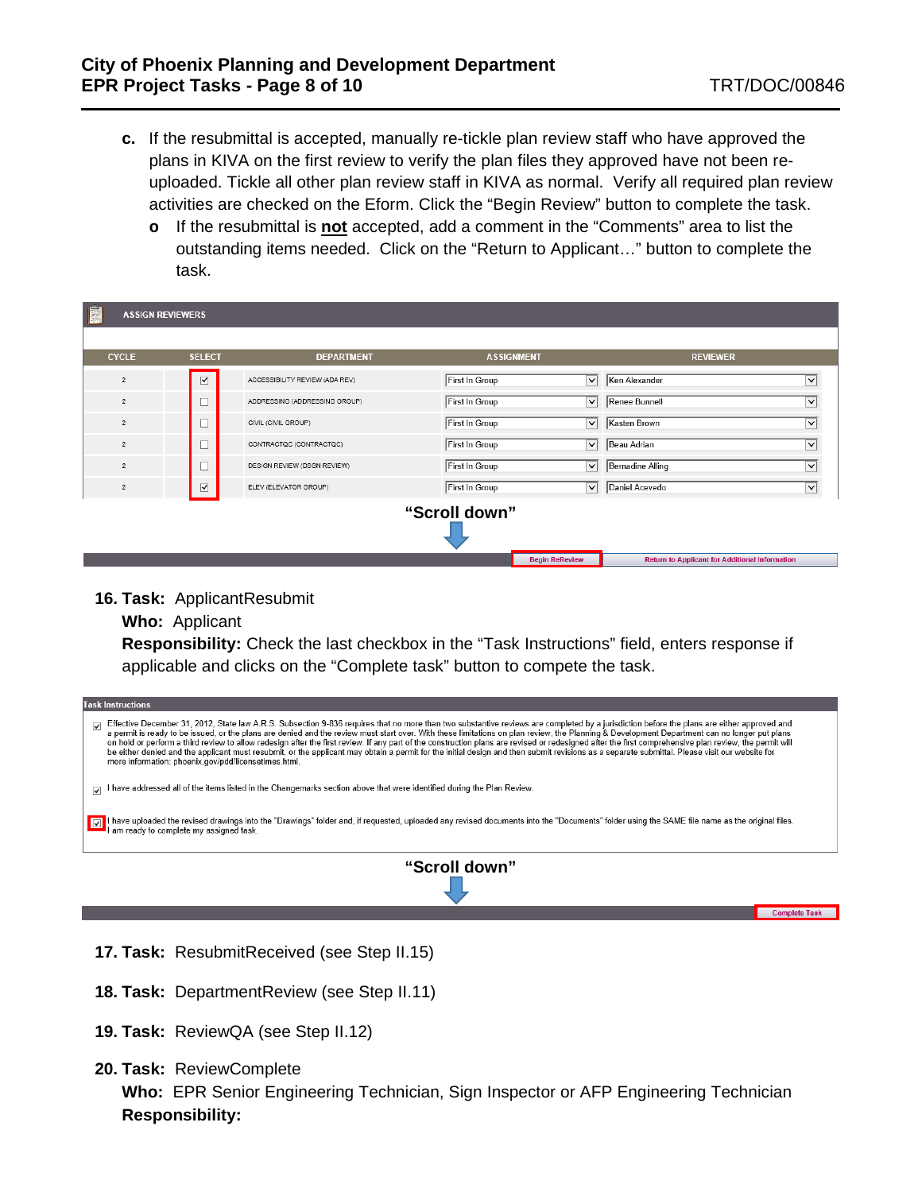c. If the resubmittal is accepted, manually re-tickle plan review staff who have approved the plans in KIVA on the first review to verify the plan files they approved have not been re-uploaded. Tickle all other plan review staff in KIVA as normal. Verify all required plan review activities are checked on the Eform. Click the "Begin Review" button to complete the task.

   - If the resubmittal is **not** accepted, add a comment in the "Comments" area to list the outstanding items needed. Click on the "Return to Applicant…" button to complete the task.

**ASSIGN REVIEWERS**

| CYCLE | SELECT | DEPARTMENT | ASSIGNMENT | REVIEWER |
|---|---|---|---|---|
| 2 | ☑ | ACCESSIBILITY REVIEW (ADA REV) | First In Group | Ken Alexander |
| 2 | ☐ | ADDRESSING (ADDRESSING GROUP) | First In Group | Renee Bunnell |
| 2 | ☐ | CIVIL (CIVIL GROUP) | First In Group | Kasten Brown |
| 2 | ☐ | CONTRACTQC (CONTRACTQC) | First In Group | Beau Adrian |
| 2 | ☐ | DESIGN REVIEW (DSGN REVIEW) | First In Group | Bernadine Alling |
| 2 | ☑ | ELEV (ELEVATOR GROUP) | First In Group | Daniel Acevedo |

**"Scroll down"**

Begin ReReview | Return to Applicant for Additional Information

**16. Task:** ApplicantResubmit

**Who:** Applicant

**Responsibility:** Check the last checkbox in the "Task Instructions" field, enters response if applicable and clicks on the "Complete task" button to compete the task.

**Task Instructions**

☑ Effective December 31, 2012, State law A.R.S. Subsection 9-836 requires that no more than two substantive reviews are completed by a jurisdiction before the plans are either approved and a permit is ready to be issued, or the plans are denied and the review must start over. With these limitations on plan review, the Planning & Development Department can no longer put plans on hold or perform a third review to allow redesign after the first review. If any part of the construction plans are revised or redesigned after the first comprehensive plan review, the permit will be either denied and the applicant must resubmit, or the applicant may obtain a permit for the initial design and then submit revisions as a separate submittal. Please visit our website for more information: phoenix.gov/pdd/licensetimes.html.

☑ I have addressed all of the items listed in the Changemarks section above that were identified during the Plan Review.

☑ I have uploaded the revised drawings into the "Drawings" folder and, if requested, uploaded any revised documents into the "Documents" folder using the SAME file name as the original files. I am ready to complete my assigned task.

**"Scroll down"**

Complete Task

**17. Task:** ResubmitReceived (see Step II.15)

**18. Task:** DepartmentReview (see Step II.11)

**19. Task:** ReviewQA (see Step II.12)

**20. Task:** ReviewComplete

**Who:** EPR Senior Engineering Technician, Sign Inspector or AFP Engineering Technician

**Responsibility:**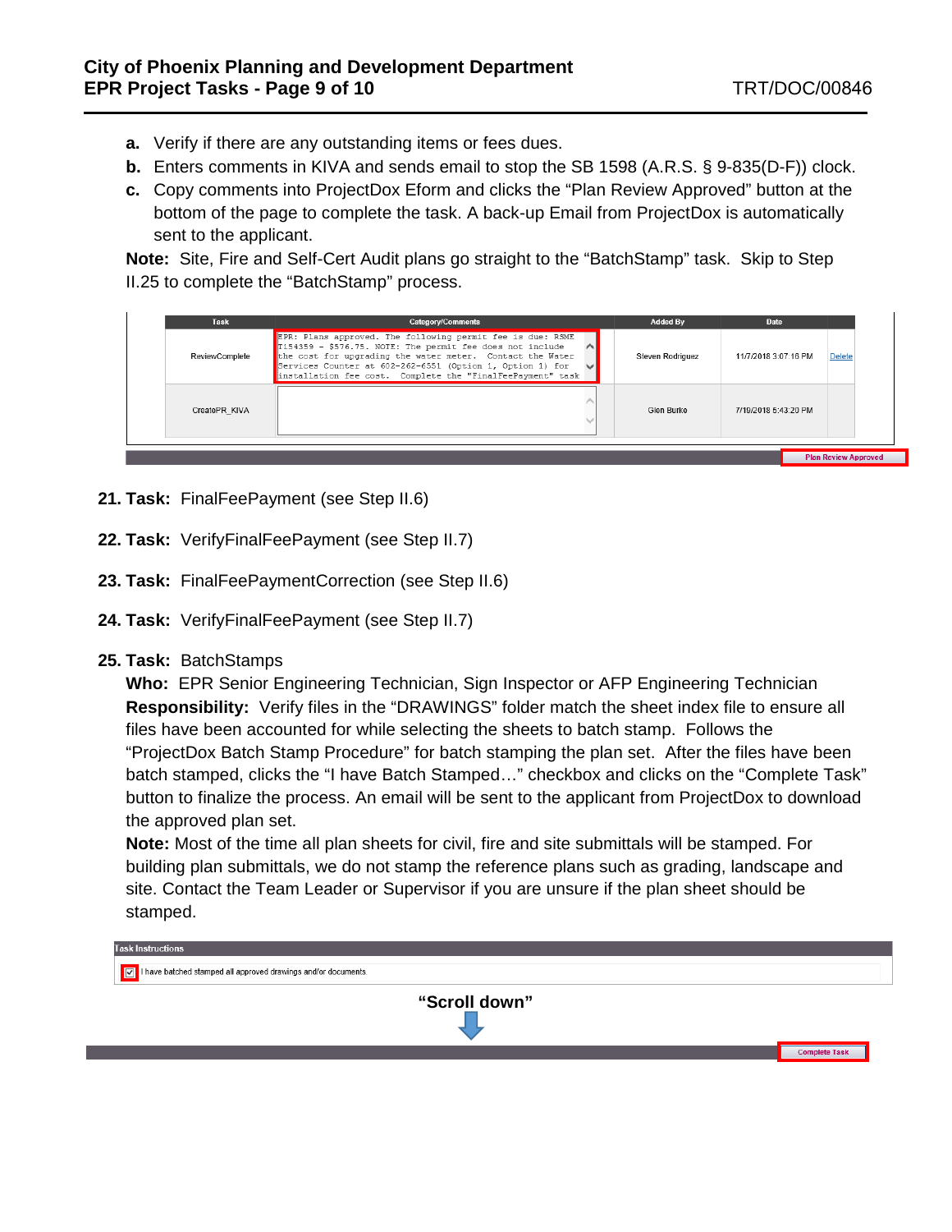a. Verify if there are any outstanding items or fees dues.
b. Enters comments in KIVA and sends email to stop the SB 1598 (A.R.S. § 9-835(D-F)) clock.
c. Copy comments into ProjectDox Eform and clicks the "Plan Review Approved" button at the bottom of the page to complete the task. A back-up Email from ProjectDox is automatically sent to the applicant.

**Note:** Site, Fire and Self-Cert Audit plans go straight to the "BatchStamp" task. Skip to Step II.25 to complete the "BatchStamp" process.

| Task | Category/Comments | Added By | Date | |
|---|---|---|---|---|
| ReviewComplete | EPR: Plans approved. The following permit fee is due: RSME T154359 – $576.75. NOTE: The permit fee does not include the cost for upgrading the water meter. Contact the Water Services Counter at 602-262-6551 (Option 1, Option 1) for installation fee cost. Complete the "FinalFeePayment" task | Steven Rodriguez | 11/7/2018 3:07:16 PM | Delete |
| CreatePR_KIVA | | Glen Burke | 7/19/2018 5:43:20 PM | |

Plan Review Approved

**21. Task:** FinalFeePayment (see Step II.6)

**22. Task:** VerifyFinalFeePayment (see Step II.7)

**23. Task:** FinalFeePaymentCorrection (see Step II.6)

**24. Task:** VerifyFinalFeePayment (see Step II.7)

**25. Task:** BatchStamps

**Who:** EPR Senior Engineering Technician, Sign Inspector or AFP Engineering Technician

**Responsibility:** Verify files in the "DRAWINGS" folder match the sheet index file to ensure all files have been accounted for while selecting the sheets to batch stamp. Follows the "ProjectDox Batch Stamp Procedure" for batch stamping the plan set. After the files have been batch stamped, clicks the "I have Batch Stamped…" checkbox and clicks on the "Complete Task" button to finalize the process. An email will be sent to the applicant from ProjectDox to download the approved plan set.

**Note:** Most of the time all plan sheets for civil, fire and site submittals will be stamped. For building plan submittals, we do not stamp the reference plans such as grading, landscape and site. Contact the Team Leader or Supervisor if you are unsure if the plan sheet should be stamped.

Task Instructions

☑ I have batched stamped all approved drawings and/or documents.

**"Scroll down"**

Complete Task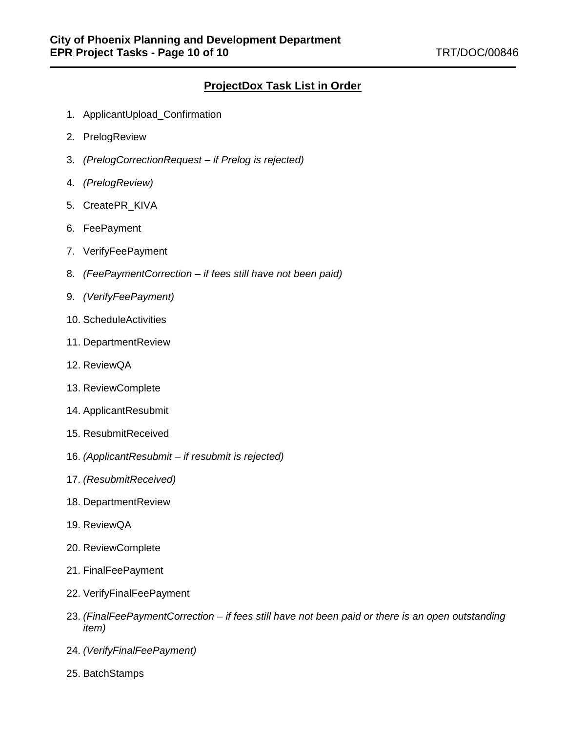## ProjectDox Task List in Order

1. ApplicantUpload_Confirmation
2. PrelogReview
3. *(PrelogCorrectionRequest – if Prelog is rejected)*
4. *(PrelogReview)*
5. CreatePR_KIVA
6. FeePayment
7. VerifyFeePayment
8. *(FeePaymentCorrection – if fees still have not been paid)*
9. *(VerifyFeePayment)*
10. ScheduleActivities
11. DepartmentReview
12. ReviewQA
13. ReviewComplete
14. ApplicantResubmit
15. ResubmitReceived
16. *(ApplicantResubmit – if resubmit is rejected)*
17. *(ResubmitReceived)*
18. DepartmentReview
19. ReviewQA
20. ReviewComplete
21. FinalFeePayment
22. VerifyFinalFeePayment
23. *(FinalFeePaymentCorrection – if fees still have not been paid or there is an open outstanding item)*
24. *(VerifyFinalFeePayment)*
25. BatchStamps